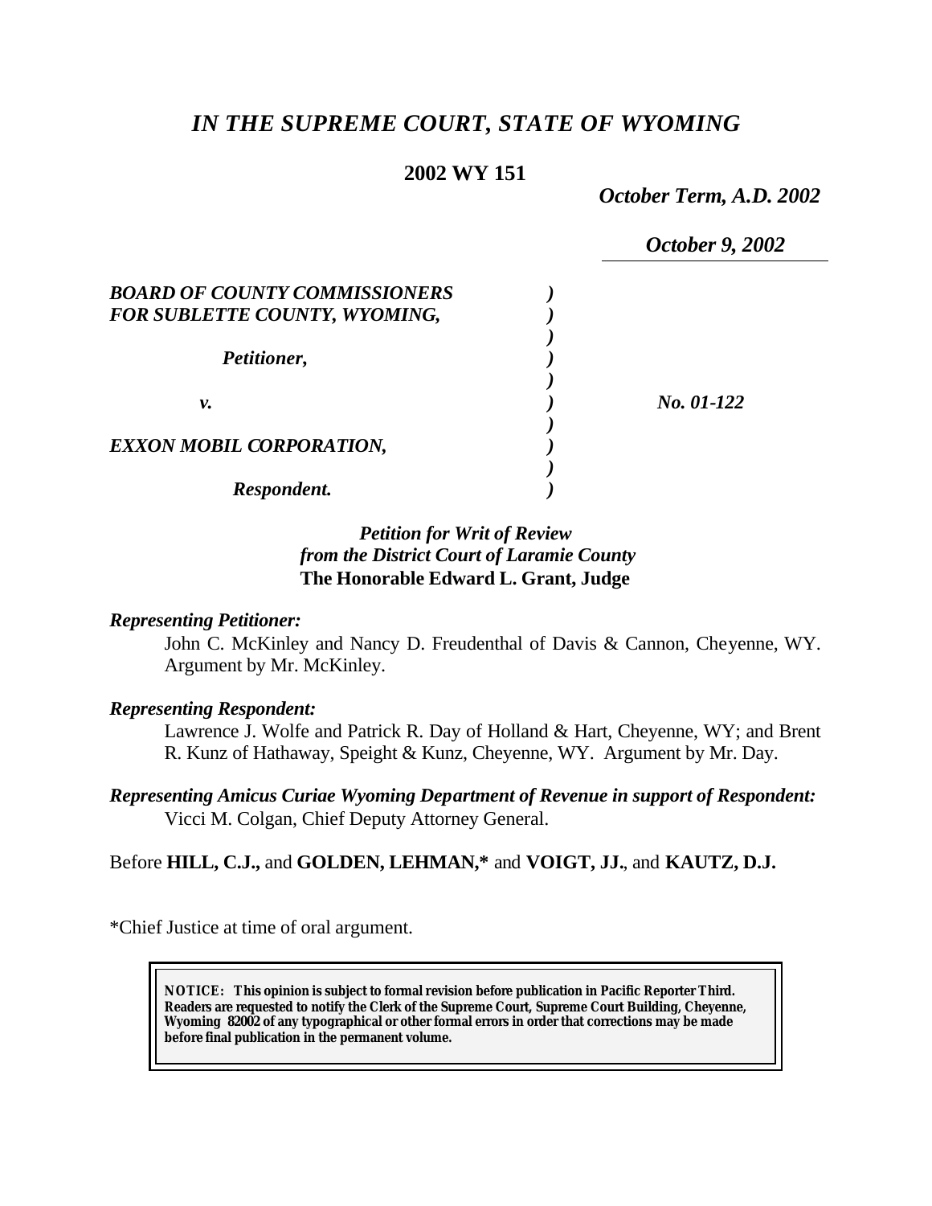# *IN THE SUPREME COURT, STATE OF WYOMING*

**2002 WY 151**

*October Term, A.D. 2002*

*October 9, 2002*

| | | |
|---|---|---|
| ***BOARD OF COUNTY COMMISSIONERS FOR SUBLETTE COUNTY, WYOMING,*** | ) | |
| | ) | |
| ***Petitioner,*** | ) | |
| | ) | |
| ***v.*** | ) | ***No. 01-122*** |
| | ) | |
| ***EXXON MOBIL CORPORATION,*** | ) | |
| | ) | |
| ***Respondent.*** | ) | |

*Petition for Writ of Review*
*from the District Court of Laramie County*
**The Honorable Edward L. Grant, Judge**

***Representing Petitioner:***

John C. McKinley and Nancy D. Freudenthal of Davis & Cannon, Cheyenne, WY. Argument by Mr. McKinley.

***Representing Respondent:***

Lawrence J. Wolfe and Patrick R. Day of Holland & Hart, Cheyenne, WY; and Brent R. Kunz of Hathaway, Speight & Kunz, Cheyenne, WY. Argument by Mr. Day.

***Representing Amicus Curiae Wyoming Department of Revenue in support of Respondent:***

Vicci M. Colgan, Chief Deputy Attorney General.

Before **HILL, C.J.,** and **GOLDEN, LEHMAN,\*** and **VOIGT, JJ.**, and **KAUTZ, D.J.**

\*Chief Justice at time of oral argument.

**NOTICE: This opinion is subject to formal revision before publication in Pacific Reporter Third. Readers are requested to notify the Clerk of the Supreme Court, Supreme Court Building, Cheyenne, Wyoming 82002 of any typographical or other formal errors in order that corrections may be made before final publication in the permanent volume.**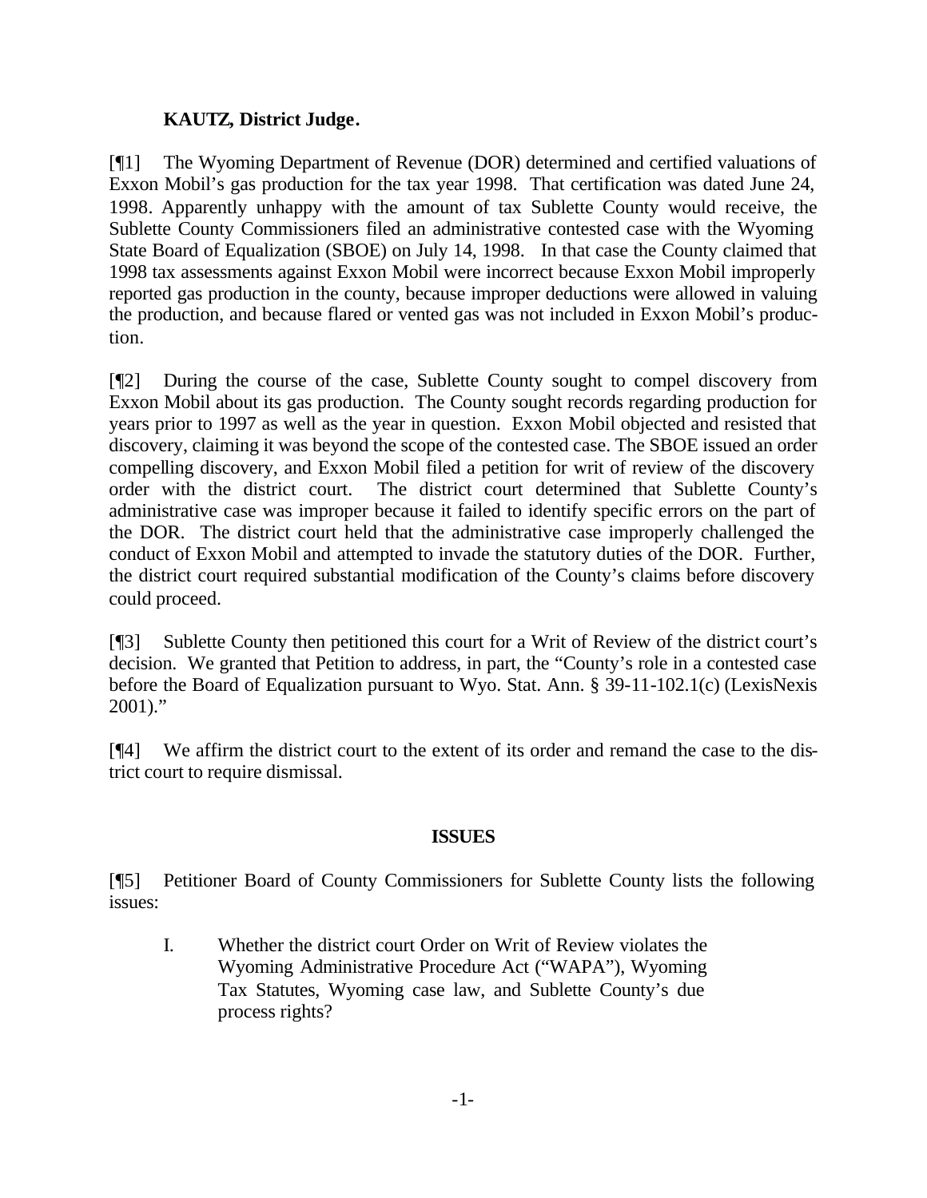**KAUTZ, District Judge.**

[¶1] The Wyoming Department of Revenue (DOR) determined and certified valuations of Exxon Mobil's gas production for the tax year 1998. That certification was dated June 24, 1998. Apparently unhappy with the amount of tax Sublette County would receive, the Sublette County Commissioners filed an administrative contested case with the Wyoming State Board of Equalization (SBOE) on July 14, 1998. In that case the County claimed that 1998 tax assessments against Exxon Mobil were incorrect because Exxon Mobil improperly reported gas production in the county, because improper deductions were allowed in valuing the production, and because flared or vented gas was not included in Exxon Mobil's production.

[¶2] During the course of the case, Sublette County sought to compel discovery from Exxon Mobil about its gas production. The County sought records regarding production for years prior to 1997 as well as the year in question. Exxon Mobil objected and resisted that discovery, claiming it was beyond the scope of the contested case. The SBOE issued an order compelling discovery, and Exxon Mobil filed a petition for writ of review of the discovery order with the district court. The district court determined that Sublette County's administrative case was improper because it failed to identify specific errors on the part of the DOR. The district court held that the administrative case improperly challenged the conduct of Exxon Mobil and attempted to invade the statutory duties of the DOR. Further, the district court required substantial modification of the County's claims before discovery could proceed.

[¶3] Sublette County then petitioned this court for a Writ of Review of the district court's decision. We granted that Petition to address, in part, the "County's role in a contested case before the Board of Equalization pursuant to Wyo. Stat. Ann. § 39-11-102.1(c) (LexisNexis 2001)."

[¶4] We affirm the district court to the extent of its order and remand the case to the district court to require dismissal.

## ISSUES

[¶5] Petitioner Board of County Commissioners for Sublette County lists the following issues:

> I. Whether the district court Order on Writ of Review violates the Wyoming Administrative Procedure Act ("WAPA"), Wyoming Tax Statutes, Wyoming case law, and Sublette County's due process rights?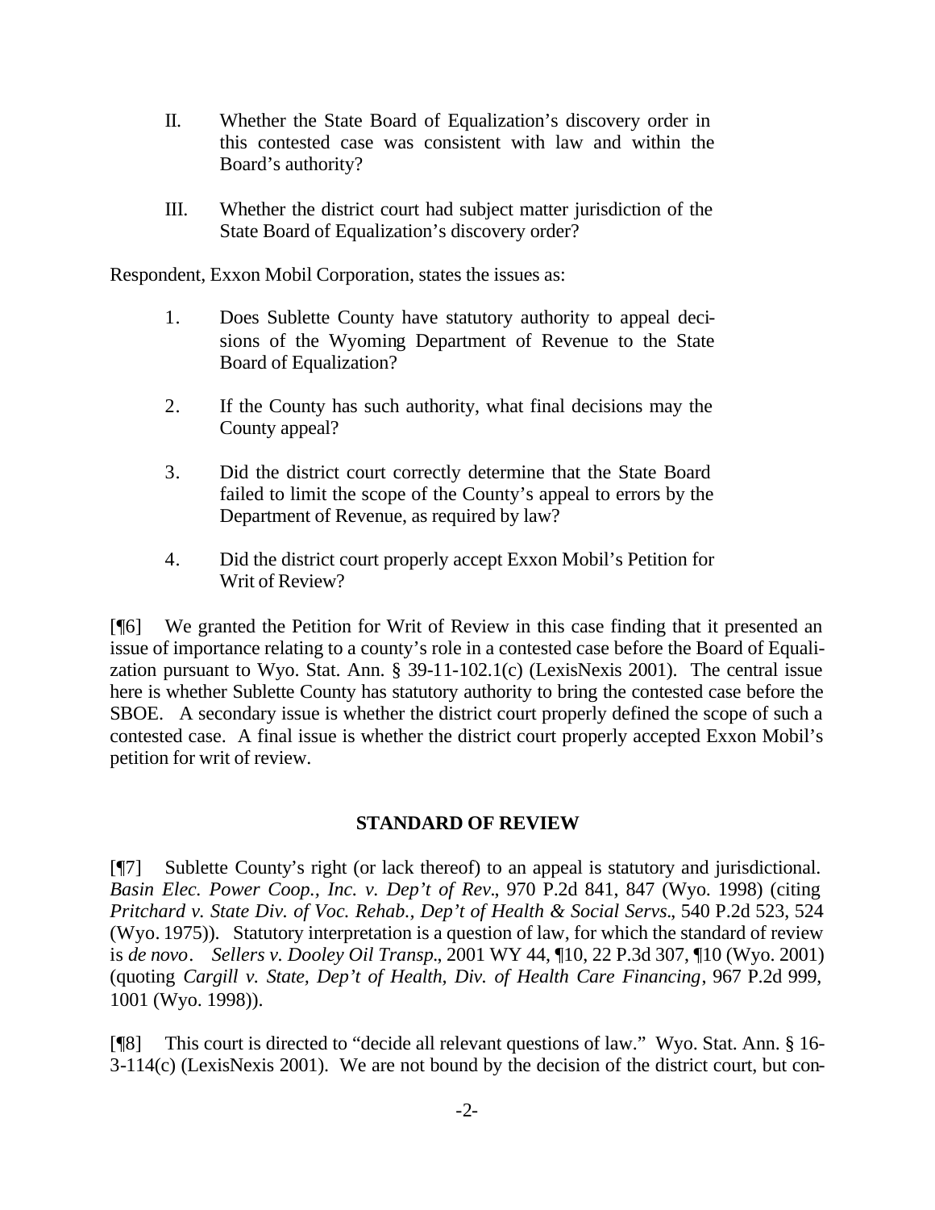II. Whether the State Board of Equalization's discovery order in this contested case was consistent with law and within the Board's authority?

III. Whether the district court had subject matter jurisdiction of the State Board of Equalization's discovery order?

Respondent, Exxon Mobil Corporation, states the issues as:

1. Does Sublette County have statutory authority to appeal decisions of the Wyoming Department of Revenue to the State Board of Equalization?

2. If the County has such authority, what final decisions may the County appeal?

3. Did the district court correctly determine that the State Board failed to limit the scope of the County's appeal to errors by the Department of Revenue, as required by law?

4. Did the district court properly accept Exxon Mobil's Petition for Writ of Review?

[¶6] We granted the Petition for Writ of Review in this case finding that it presented an issue of importance relating to a county's role in a contested case before the Board of Equalization pursuant to Wyo. Stat. Ann. § 39-11-102.1(c) (LexisNexis 2001). The central issue here is whether Sublette County has statutory authority to bring the contested case before the SBOE. A secondary issue is whether the district court properly defined the scope of such a contested case. A final issue is whether the district court properly accepted Exxon Mobil's petition for writ of review.

## STANDARD OF REVIEW

[¶7] Sublette County's right (or lack thereof) to an appeal is statutory and jurisdictional. *Basin Elec. Power Coop., Inc. v. Dep't of Rev.*, 970 P.2d 841, 847 (Wyo. 1998) (citing *Pritchard v. State Div. of Voc. Rehab., Dep't of Health & Social Servs.*, 540 P.2d 523, 524 (Wyo. 1975)). Statutory interpretation is a question of law, for which the standard of review is *de novo*. *Sellers v. Dooley Oil Transp.*, 2001 WY 44, ¶10, 22 P.3d 307, ¶10 (Wyo. 2001) (quoting *Cargill v. State, Dep't of Health, Div. of Health Care Financing*, 967 P.2d 999, 1001 (Wyo. 1998)).

[¶8] This court is directed to "decide all relevant questions of law." Wyo. Stat. Ann. § 16-3-114(c) (LexisNexis 2001). We are not bound by the decision of the district court, but con-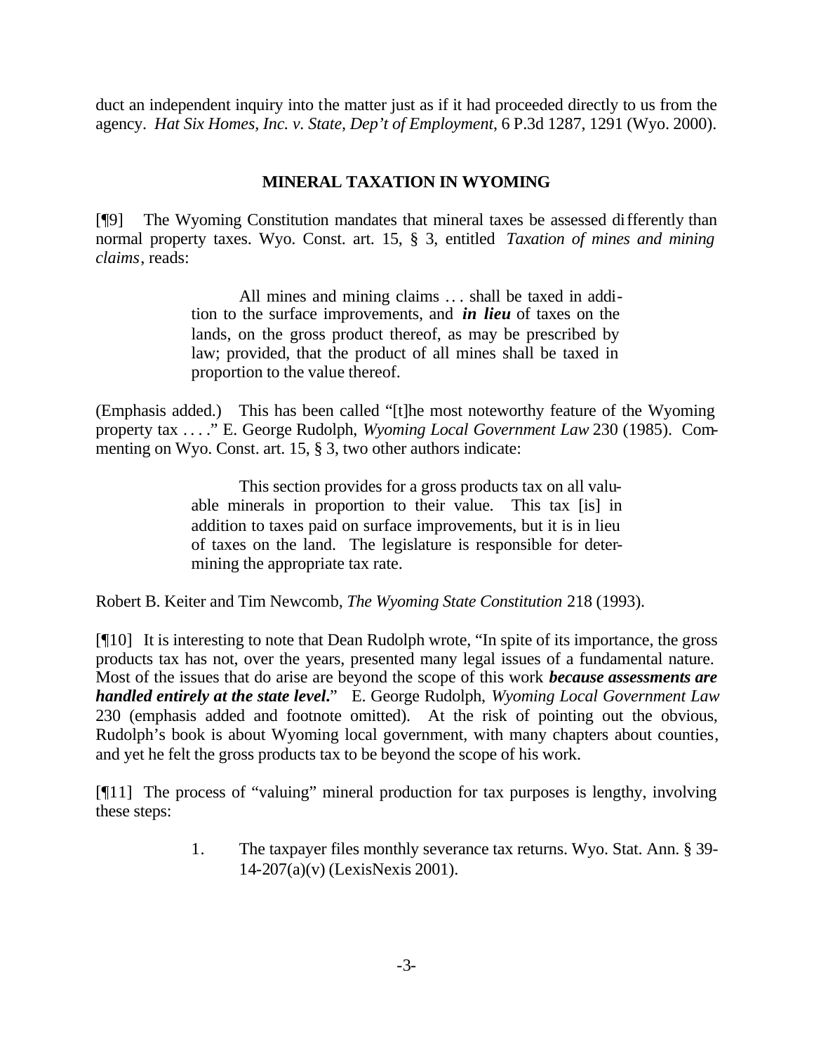duct an independent inquiry into the matter just as if it had proceeded directly to us from the agency. *Hat Six Homes, Inc. v. State, Dep't of Employment*, 6 P.3d 1287, 1291 (Wyo. 2000).

## MINERAL TAXATION IN WYOMING

[¶9] The Wyoming Constitution mandates that mineral taxes be assessed differently than normal property taxes. Wyo. Const. art. 15, § 3, entitled *Taxation of mines and mining claims*, reads:

> All mines and mining claims . . . shall be taxed in addition to the surface improvements, and ***in lieu*** of taxes on the lands, on the gross product thereof, as may be prescribed by law; provided, that the product of all mines shall be taxed in proportion to the value thereof.

(Emphasis added.) This has been called "[t]he most noteworthy feature of the Wyoming property tax . . . ." E. George Rudolph, *Wyoming Local Government Law* 230 (1985). Commenting on Wyo. Const. art. 15, § 3, two other authors indicate:

> This section provides for a gross products tax on all valuable minerals in proportion to their value. This tax [is] in addition to taxes paid on surface improvements, but it is in lieu of taxes on the land. The legislature is responsible for determining the appropriate tax rate.

Robert B. Keiter and Tim Newcomb, *The Wyoming State Constitution* 218 (1993).

[¶10] It is interesting to note that Dean Rudolph wrote, "In spite of its importance, the gross products tax has not, over the years, presented many legal issues of a fundamental nature. Most of the issues that do arise are beyond the scope of this work ***because assessments are handled entirely at the state level.***" E. George Rudolph, *Wyoming Local Government Law* 230 (emphasis added and footnote omitted). At the risk of pointing out the obvious, Rudolph's book is about Wyoming local government, with many chapters about counties, and yet he felt the gross products tax to be beyond the scope of his work.

[¶11] The process of "valuing" mineral production for tax purposes is lengthy, involving these steps:

1. The taxpayer files monthly severance tax returns. Wyo. Stat. Ann. § 39-14-207(a)(v) (LexisNexis 2001).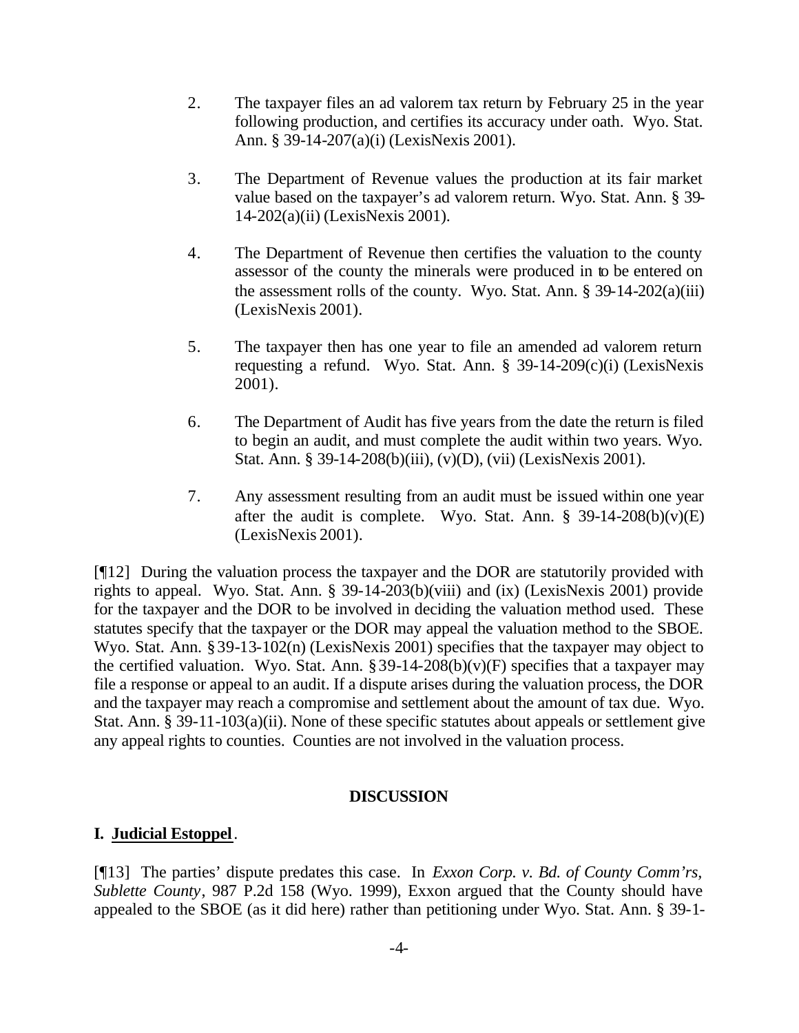2. The taxpayer files an ad valorem tax return by February 25 in the year following production, and certifies its accuracy under oath. Wyo. Stat. Ann. § 39-14-207(a)(i) (LexisNexis 2001).

3. The Department of Revenue values the production at its fair market value based on the taxpayer's ad valorem return. Wyo. Stat. Ann. § 39-14-202(a)(ii) (LexisNexis 2001).

4. The Department of Revenue then certifies the valuation to the county assessor of the county the minerals were produced in to be entered on the assessment rolls of the county. Wyo. Stat. Ann. § 39-14-202(a)(iii) (LexisNexis 2001).

5. The taxpayer then has one year to file an amended ad valorem return requesting a refund. Wyo. Stat. Ann. § 39-14-209(c)(i) (LexisNexis 2001).

6. The Department of Audit has five years from the date the return is filed to begin an audit, and must complete the audit within two years. Wyo. Stat. Ann. § 39-14-208(b)(iii), (v)(D), (vii) (LexisNexis 2001).

7. Any assessment resulting from an audit must be issued within one year after the audit is complete. Wyo. Stat. Ann. § 39-14-208(b)(v)(E) (LexisNexis 2001).

[¶12] During the valuation process the taxpayer and the DOR are statutorily provided with rights to appeal. Wyo. Stat. Ann. § 39-14-203(b)(viii) and (ix) (LexisNexis 2001) provide for the taxpayer and the DOR to be involved in deciding the valuation method used. These statutes specify that the taxpayer or the DOR may appeal the valuation method to the SBOE. Wyo. Stat. Ann. § 39-13-102(n) (LexisNexis 2001) specifies that the taxpayer may object to the certified valuation. Wyo. Stat. Ann. § 39-14-208(b)(v)(F) specifies that a taxpayer may file a response or appeal to an audit. If a dispute arises during the valuation process, the DOR and the taxpayer may reach a compromise and settlement about the amount of tax due. Wyo. Stat. Ann. § 39-11-103(a)(ii). None of these specific statutes about appeals or settlement give any appeal rights to counties. Counties are not involved in the valuation process.

## DISCUSSION

### I. Judicial Estoppel.

[¶13] The parties' dispute predates this case. In *Exxon Corp. v. Bd. of County Comm'rs, Sublette County*, 987 P.2d 158 (Wyo. 1999), Exxon argued that the County should have appealed to the SBOE (as it did here) rather than petitioning under Wyo. Stat. Ann. § 39-1-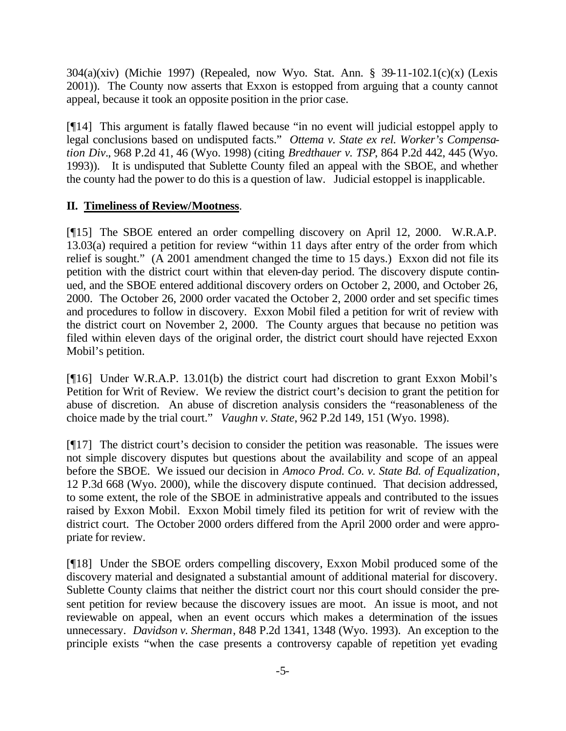304(a)(xiv) (Michie 1997) (Repealed, now Wyo. Stat. Ann. § 39-11-102.1(c)(x) (Lexis 2001)). The County now asserts that Exxon is estopped from arguing that a county cannot appeal, because it took an opposite position in the prior case.

[¶14] This argument is fatally flawed because "in no event will judicial estoppel apply to legal conclusions based on undisputed facts." *Ottema v. State ex rel. Worker's Compensation Div*., 968 P.2d 41, 46 (Wyo. 1998) (citing *Bredthauer v. TSP*, 864 P.2d 442, 445 (Wyo. 1993)). It is undisputed that Sublette County filed an appeal with the SBOE, and whether the county had the power to do this is a question of law. Judicial estoppel is inapplicable.

## II. Timeliness of Review/Mootness.

[¶15] The SBOE entered an order compelling discovery on April 12, 2000. W.R.A.P. 13.03(a) required a petition for review "within 11 days after entry of the order from which relief is sought." (A 2001 amendment changed the time to 15 days.) Exxon did not file its petition with the district court within that eleven-day period. The discovery dispute continued, and the SBOE entered additional discovery orders on October 2, 2000, and October 26, 2000. The October 26, 2000 order vacated the October 2, 2000 order and set specific times and procedures to follow in discovery. Exxon Mobil filed a petition for writ of review with the district court on November 2, 2000. The County argues that because no petition was filed within eleven days of the original order, the district court should have rejected Exxon Mobil's petition.

[¶16] Under W.R.A.P. 13.01(b) the district court had discretion to grant Exxon Mobil's Petition for Writ of Review. We review the district court's decision to grant the petition for abuse of discretion. An abuse of discretion analysis considers the "reasonableness of the choice made by the trial court." *Vaughn v. State*, 962 P.2d 149, 151 (Wyo. 1998).

[¶17] The district court's decision to consider the petition was reasonable. The issues were not simple discovery disputes but questions about the availability and scope of an appeal before the SBOE. We issued our decision in *Amoco Prod. Co. v. State Bd. of Equalization*, 12 P.3d 668 (Wyo. 2000), while the discovery dispute continued. That decision addressed, to some extent, the role of the SBOE in administrative appeals and contributed to the issues raised by Exxon Mobil. Exxon Mobil timely filed its petition for writ of review with the district court. The October 2000 orders differed from the April 2000 order and were appropriate for review.

[¶18] Under the SBOE orders compelling discovery, Exxon Mobil produced some of the discovery material and designated a substantial amount of additional material for discovery. Sublette County claims that neither the district court nor this court should consider the present petition for review because the discovery issues are moot. An issue is moot, and not reviewable on appeal, when an event occurs which makes a determination of the issues unnecessary. *Davidson v. Sherman*, 848 P.2d 1341, 1348 (Wyo. 1993). An exception to the principle exists "when the case presents a controversy capable of repetition yet evading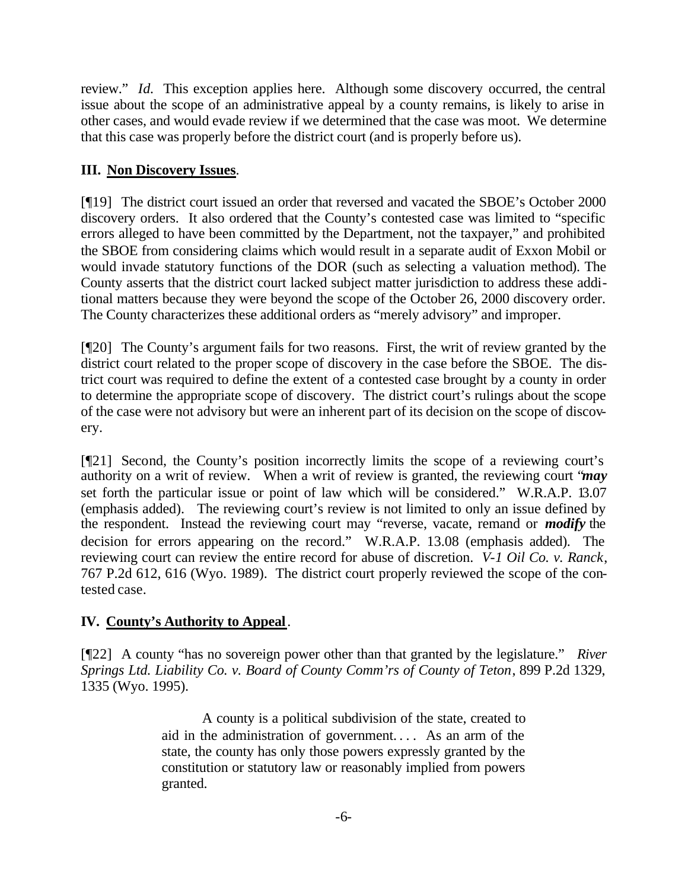review." *Id.* This exception applies here. Although some discovery occurred, the central issue about the scope of an administrative appeal by a county remains, is likely to arise in other cases, and would evade review if we determined that the case was moot. We determine that this case was properly before the district court (and is properly before us).

### III. __Non Discovery Issues__.

[¶19] The district court issued an order that reversed and vacated the SBOE's October 2000 discovery orders. It also ordered that the County's contested case was limited to "specific errors alleged to have been committed by the Department, not the taxpayer," and prohibited the SBOE from considering claims which would result in a separate audit of Exxon Mobil or would invade statutory functions of the DOR (such as selecting a valuation method). The County asserts that the district court lacked subject matter jurisdiction to address these additional matters because they were beyond the scope of the October 26, 2000 discovery order. The County characterizes these additional orders as "merely advisory" and improper.

[¶20] The County's argument fails for two reasons. First, the writ of review granted by the district court related to the proper scope of discovery in the case before the SBOE. The district court was required to define the extent of a contested case brought by a county in order to determine the appropriate scope of discovery. The district court's rulings about the scope of the case were not advisory but were an inherent part of its decision on the scope of discovery.

[¶21] Second, the County's position incorrectly limits the scope of a reviewing court's authority on a writ of review. When a writ of review is granted, the reviewing court "***may*** set forth the particular issue or point of law which will be considered." W.R.A.P. 13.07 (emphasis added). The reviewing court's review is not limited to only an issue defined by the respondent. Instead the reviewing court may "reverse, vacate, remand or ***modify*** the decision for errors appearing on the record." W.R.A.P. 13.08 (emphasis added). The reviewing court can review the entire record for abuse of discretion. *V-1 Oil Co. v. Ranck*, 767 P.2d 612, 616 (Wyo. 1989). The district court properly reviewed the scope of the contested case.

### IV. __County's Authority to Appeal__.

[¶22] A county "has no sovereign power other than that granted by the legislature." *River Springs Ltd. Liability Co. v. Board of County Comm'rs of County of Teton*, 899 P.2d 1329, 1335 (Wyo. 1995).

> A county is a political subdivision of the state, created to aid in the administration of government. . . . As an arm of the state, the county has only those powers expressly granted by the constitution or statutory law or reasonably implied from powers granted.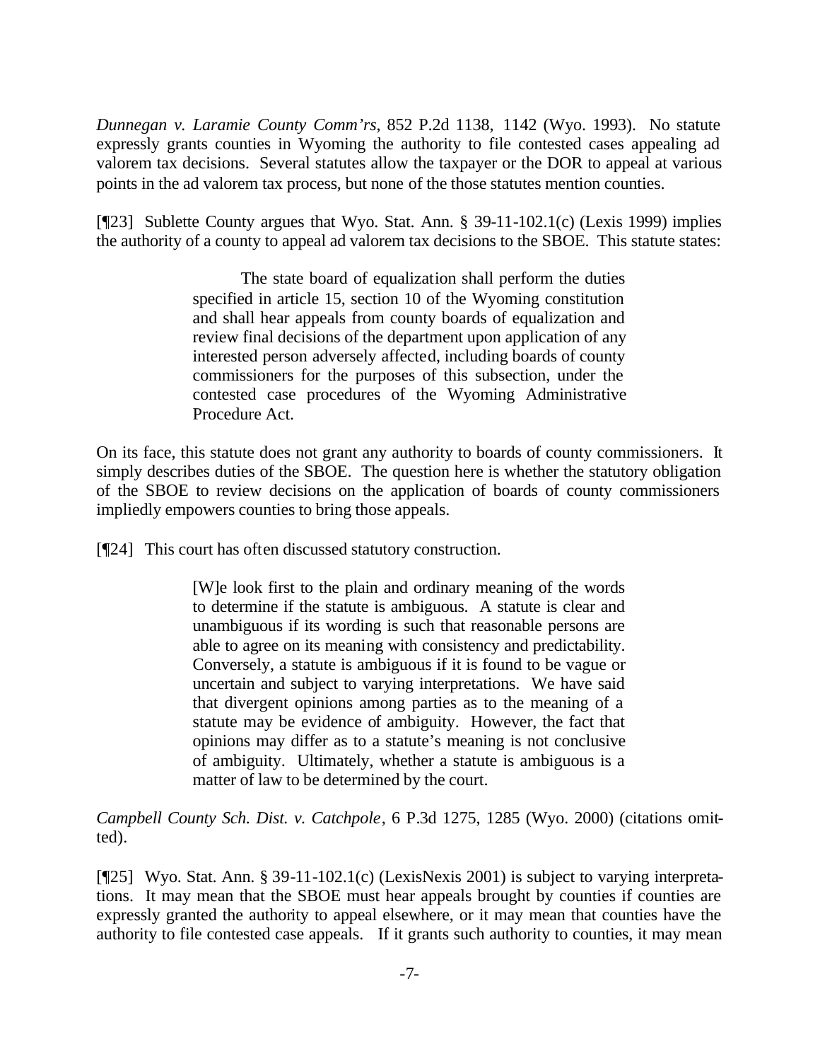*Dunnegan v. Laramie County Comm'rs*, 852 P.2d 1138, 1142 (Wyo. 1993). No statute expressly grants counties in Wyoming the authority to file contested cases appealing ad valorem tax decisions. Several statutes allow the taxpayer or the DOR to appeal at various points in the ad valorem tax process, but none of the those statutes mention counties.

[¶23] Sublette County argues that Wyo. Stat. Ann. § 39-11-102.1(c) (Lexis 1999) implies the authority of a county to appeal ad valorem tax decisions to the SBOE. This statute states:

> The state board of equalization shall perform the duties specified in article 15, section 10 of the Wyoming constitution and shall hear appeals from county boards of equalization and review final decisions of the department upon application of any interested person adversely affected, including boards of county commissioners for the purposes of this subsection, under the contested case procedures of the Wyoming Administrative Procedure Act.

On its face, this statute does not grant any authority to boards of county commissioners. It simply describes duties of the SBOE. The question here is whether the statutory obligation of the SBOE to review decisions on the application of boards of county commissioners impliedly empowers counties to bring those appeals.

[¶24] This court has often discussed statutory construction.

> [W]e look first to the plain and ordinary meaning of the words to determine if the statute is ambiguous. A statute is clear and unambiguous if its wording is such that reasonable persons are able to agree on its meaning with consistency and predictability. Conversely, a statute is ambiguous if it is found to be vague or uncertain and subject to varying interpretations. We have said that divergent opinions among parties as to the meaning of a statute may be evidence of ambiguity. However, the fact that opinions may differ as to a statute's meaning is not conclusive of ambiguity. Ultimately, whether a statute is ambiguous is a matter of law to be determined by the court.

*Campbell County Sch. Dist. v. Catchpole*, 6 P.3d 1275, 1285 (Wyo. 2000) (citations omitted).

[¶25] Wyo. Stat. Ann. § 39-11-102.1(c) (LexisNexis 2001) is subject to varying interpretations. It may mean that the SBOE must hear appeals brought by counties if counties are expressly granted the authority to appeal elsewhere, or it may mean that counties have the authority to file contested case appeals. If it grants such authority to counties, it may mean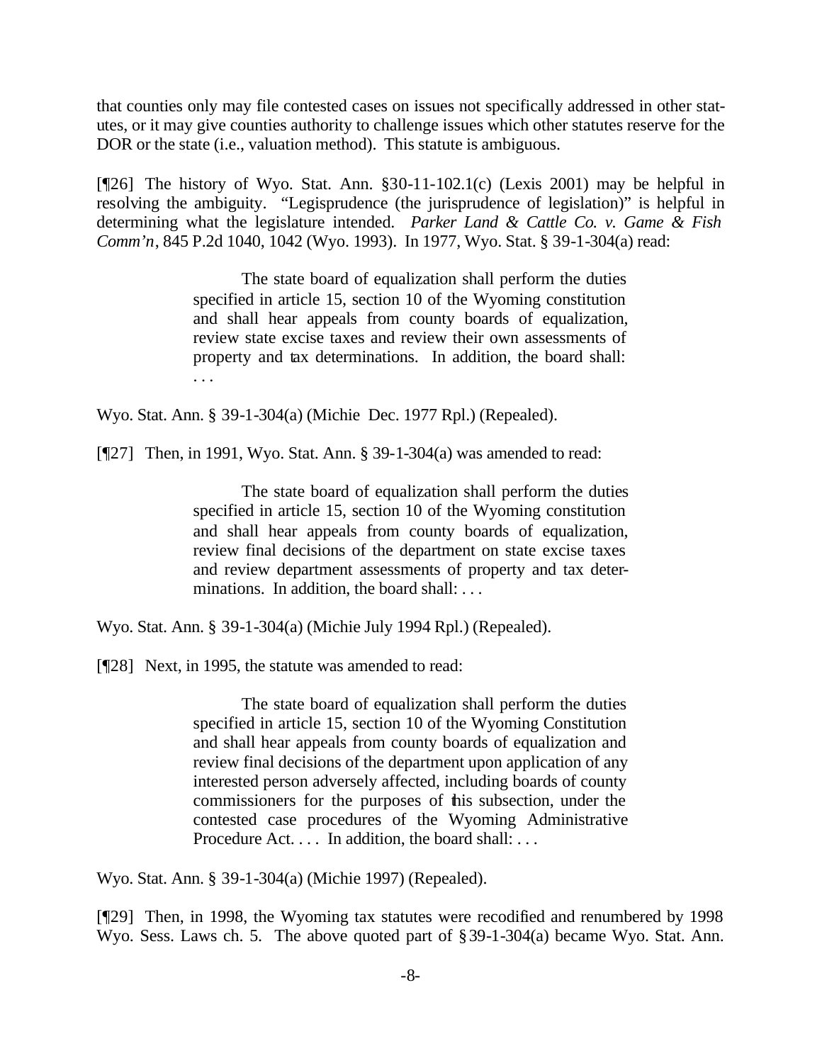that counties only may file contested cases on issues not specifically addressed in other statutes, or it may give counties authority to challenge issues which other statutes reserve for the DOR or the state (i.e., valuation method). This statute is ambiguous.

[¶26] The history of Wyo. Stat. Ann. §30-11-102.1(c) (Lexis 2001) may be helpful in resolving the ambiguity. "Legisprudence (the jurisprudence of legislation)" is helpful in determining what the legislature intended. *Parker Land & Cattle Co. v. Game & Fish Comm'n*, 845 P.2d 1040, 1042 (Wyo. 1993). In 1977, Wyo. Stat. § 39-1-304(a) read:

> The state board of equalization shall perform the duties specified in article 15, section 10 of the Wyoming constitution and shall hear appeals from county boards of equalization, review state excise taxes and review their own assessments of property and tax determinations. In addition, the board shall: . . .

Wyo. Stat. Ann. § 39-1-304(a) (Michie Dec. 1977 Rpl.) (Repealed).

[¶27] Then, in 1991, Wyo. Stat. Ann. § 39-1-304(a) was amended to read:

> The state board of equalization shall perform the duties specified in article 15, section 10 of the Wyoming constitution and shall hear appeals from county boards of equalization, review final decisions of the department on state excise taxes and review department assessments of property and tax determinations. In addition, the board shall: . . .

Wyo. Stat. Ann. § 39-1-304(a) (Michie July 1994 Rpl.) (Repealed).

[¶28] Next, in 1995, the statute was amended to read:

> The state board of equalization shall perform the duties specified in article 15, section 10 of the Wyoming Constitution and shall hear appeals from county boards of equalization and review final decisions of the department upon application of any interested person adversely affected, including boards of county commissioners for the purposes of this subsection, under the contested case procedures of the Wyoming Administrative Procedure Act. . . . In addition, the board shall: . . .

Wyo. Stat. Ann. § 39-1-304(a) (Michie 1997) (Repealed).

[¶29] Then, in 1998, the Wyoming tax statutes were recodified and renumbered by 1998 Wyo. Sess. Laws ch. 5. The above quoted part of § 39-1-304(a) became Wyo. Stat. Ann.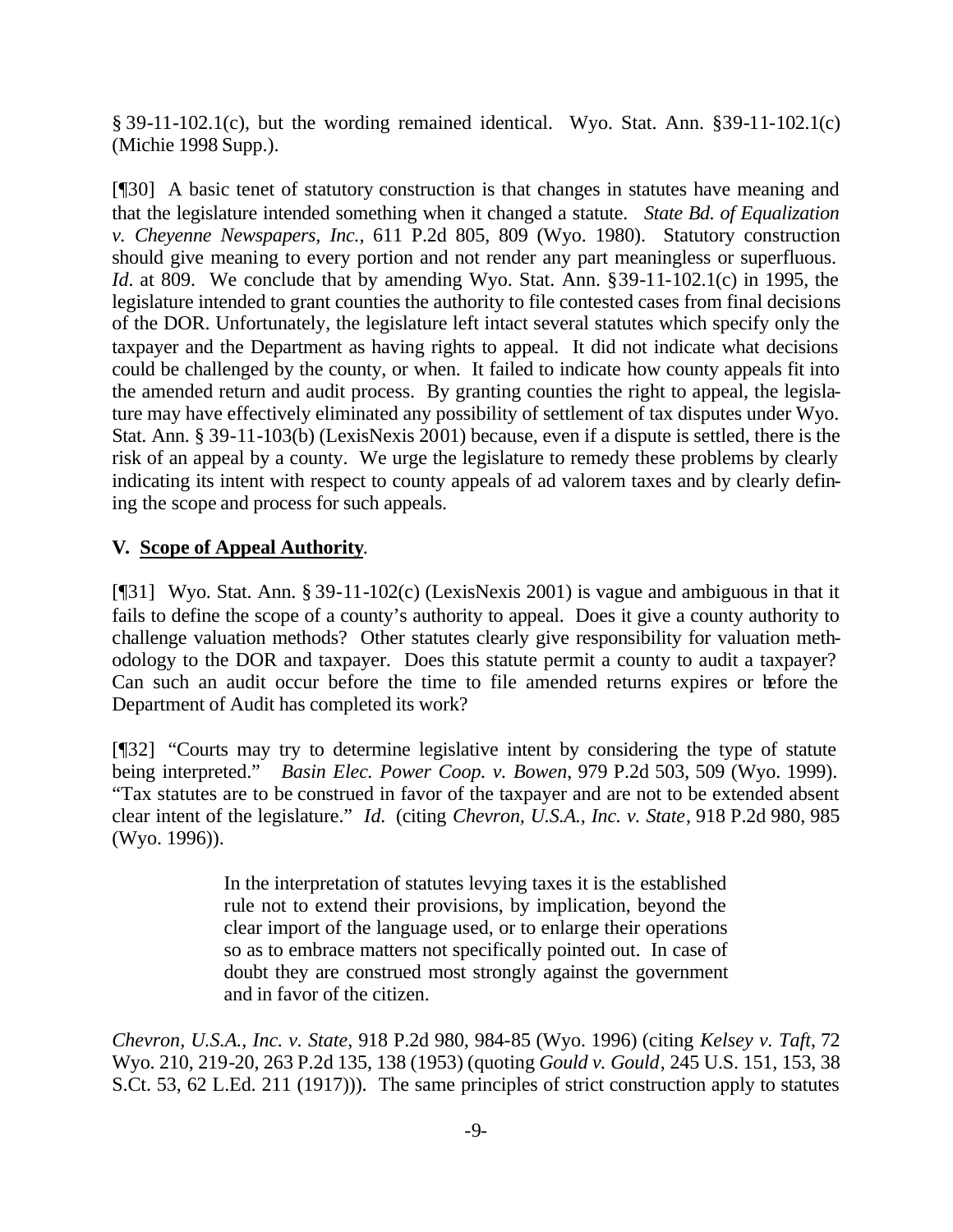§ 39-11-102.1(c), but the wording remained identical. Wyo. Stat. Ann. §39-11-102.1(c) (Michie 1998 Supp.).

[¶30] A basic tenet of statutory construction is that changes in statutes have meaning and that the legislature intended something when it changed a statute. *State Bd. of Equalization v. Cheyenne Newspapers, Inc.*, 611 P.2d 805, 809 (Wyo. 1980). Statutory construction should give meaning to every portion and not render any part meaningless or superfluous. *Id*. at 809. We conclude that by amending Wyo. Stat. Ann. §39-11-102.1(c) in 1995, the legislature intended to grant counties the authority to file contested cases from final decisions of the DOR. Unfortunately, the legislature left intact several statutes which specify only the taxpayer and the Department as having rights to appeal. It did not indicate what decisions could be challenged by the county, or when. It failed to indicate how county appeals fit into the amended return and audit process. By granting counties the right to appeal, the legislature may have effectively eliminated any possibility of settlement of tax disputes under Wyo. Stat. Ann. § 39-11-103(b) (LexisNexis 2001) because, even if a dispute is settled, there is the risk of an appeal by a county. We urge the legislature to remedy these problems by clearly indicating its intent with respect to county appeals of ad valorem taxes and by clearly defining the scope and process for such appeals.

### V. Scope of Appeal Authority.

[¶31] Wyo. Stat. Ann. § 39-11-102(c) (LexisNexis 2001) is vague and ambiguous in that it fails to define the scope of a county's authority to appeal. Does it give a county authority to challenge valuation methods? Other statutes clearly give responsibility for valuation methodology to the DOR and taxpayer. Does this statute permit a county to audit a taxpayer? Can such an audit occur before the time to file amended returns expires or before the Department of Audit has completed its work?

[¶32] "Courts may try to determine legislative intent by considering the type of statute being interpreted." *Basin Elec. Power Coop. v. Bowen*, 979 P.2d 503, 509 (Wyo. 1999). "Tax statutes are to be construed in favor of the taxpayer and are not to be extended absent clear intent of the legislature." *Id.* (citing *Chevron, U.S.A., Inc. v. State*, 918 P.2d 980, 985 (Wyo. 1996)).

> In the interpretation of statutes levying taxes it is the established rule not to extend their provisions, by implication, beyond the clear import of the language used, or to enlarge their operations so as to embrace matters not specifically pointed out. In case of doubt they are construed most strongly against the government and in favor of the citizen.

*Chevron, U.S.A., Inc. v. State*, 918 P.2d 980, 984-85 (Wyo. 1996) (citing *Kelsey v. Taft*, 72 Wyo. 210, 219-20, 263 P.2d 135, 138 (1953) (quoting *Gould v. Gould*, 245 U.S. 151, 153, 38 S.Ct. 53, 62 L.Ed. 211 (1917))). The same principles of strict construction apply to statutes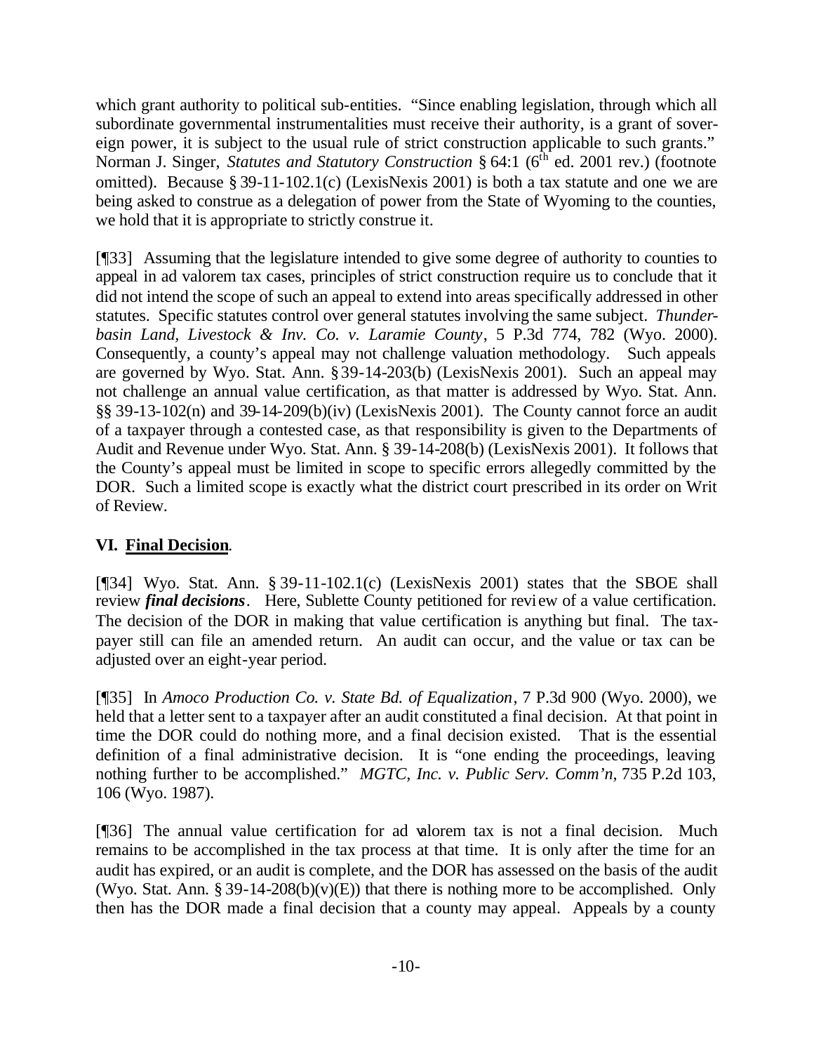which grant authority to political sub-entities. "Since enabling legislation, through which all subordinate governmental instrumentalities must receive their authority, is a grant of sovereign power, it is subject to the usual rule of strict construction applicable to such grants." Norman J. Singer, *Statutes and Statutory Construction* § 64:1 (6th ed. 2001 rev.) (footnote omitted). Because § 39-11-102.1(c) (LexisNexis 2001) is both a tax statute and one we are being asked to construe as a delegation of power from the State of Wyoming to the counties, we hold that it is appropriate to strictly construe it.

[¶33] Assuming that the legislature intended to give some degree of authority to counties to appeal in ad valorem tax cases, principles of strict construction require us to conclude that it did not intend the scope of such an appeal to extend into areas specifically addressed in other statutes. Specific statutes control over general statutes involving the same subject. *Thunderbasin Land, Livestock & Inv. Co. v. Laramie County*, 5 P.3d 774, 782 (Wyo. 2000). Consequently, a county's appeal may not challenge valuation methodology. Such appeals are governed by Wyo. Stat. Ann. § 39-14-203(b) (LexisNexis 2001). Such an appeal may not challenge an annual value certification, as that matter is addressed by Wyo. Stat. Ann. §§ 39-13-102(n) and 39-14-209(b)(iv) (LexisNexis 2001). The County cannot force an audit of a taxpayer through a contested case, as that responsibility is given to the Departments of Audit and Revenue under Wyo. Stat. Ann. § 39-14-208(b) (LexisNexis 2001). It follows that the County's appeal must be limited in scope to specific errors allegedly committed by the DOR. Such a limited scope is exactly what the district court prescribed in its order on Writ of Review.

## VI. Final Decision.

[¶34] Wyo. Stat. Ann. § 39-11-102.1(c) (LexisNexis 2001) states that the SBOE shall review ***final decisions***. Here, Sublette County petitioned for review of a value certification. The decision of the DOR in making that value certification is anything but final. The taxpayer still can file an amended return. An audit can occur, and the value or tax can be adjusted over an eight-year period.

[¶35] In *Amoco Production Co. v. State Bd. of Equalization*, 7 P.3d 900 (Wyo. 2000), we held that a letter sent to a taxpayer after an audit constituted a final decision. At that point in time the DOR could do nothing more, and a final decision existed. That is the essential definition of a final administrative decision. It is "one ending the proceedings, leaving nothing further to be accomplished." *MGTC, Inc. v. Public Serv. Comm'n*, 735 P.2d 103, 106 (Wyo. 1987).

[¶36] The annual value certification for ad valorem tax is not a final decision. Much remains to be accomplished in the tax process at that time. It is only after the time for an audit has expired, or an audit is complete, and the DOR has assessed on the basis of the audit (Wyo. Stat. Ann. § 39-14-208(b)(v)(E)) that there is nothing more to be accomplished. Only then has the DOR made a final decision that a county may appeal. Appeals by a county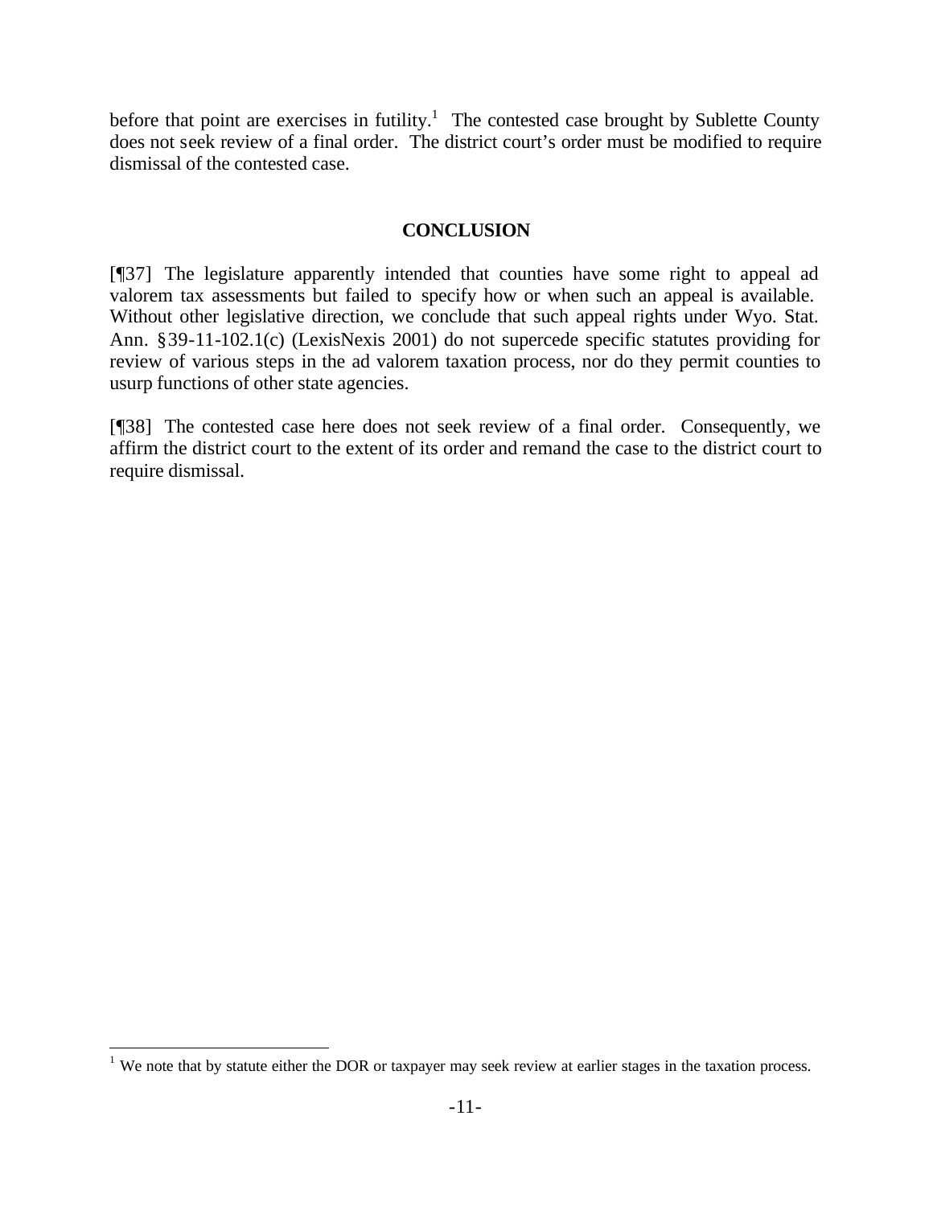before that point are exercises in futility.[1] The contested case brought by Sublette County does not seek review of a final order. The district court's order must be modified to require dismissal of the contested case.

## CONCLUSION

[¶37] The legislature apparently intended that counties have some right to appeal ad valorem tax assessments but failed to specify how or when such an appeal is available. Without other legislative direction, we conclude that such appeal rights under Wyo. Stat. Ann. §39-11-102.1(c) (LexisNexis 2001) do not supercede specific statutes providing for review of various steps in the ad valorem taxation process, nor do they permit counties to usurp functions of other state agencies.

[¶38] The contested case here does not seek review of a final order. Consequently, we affirm the district court to the extent of its order and remand the case to the district court to require dismissal.

---

[1] We note that by statute either the DOR or taxpayer may seek review at earlier stages in the taxation process.